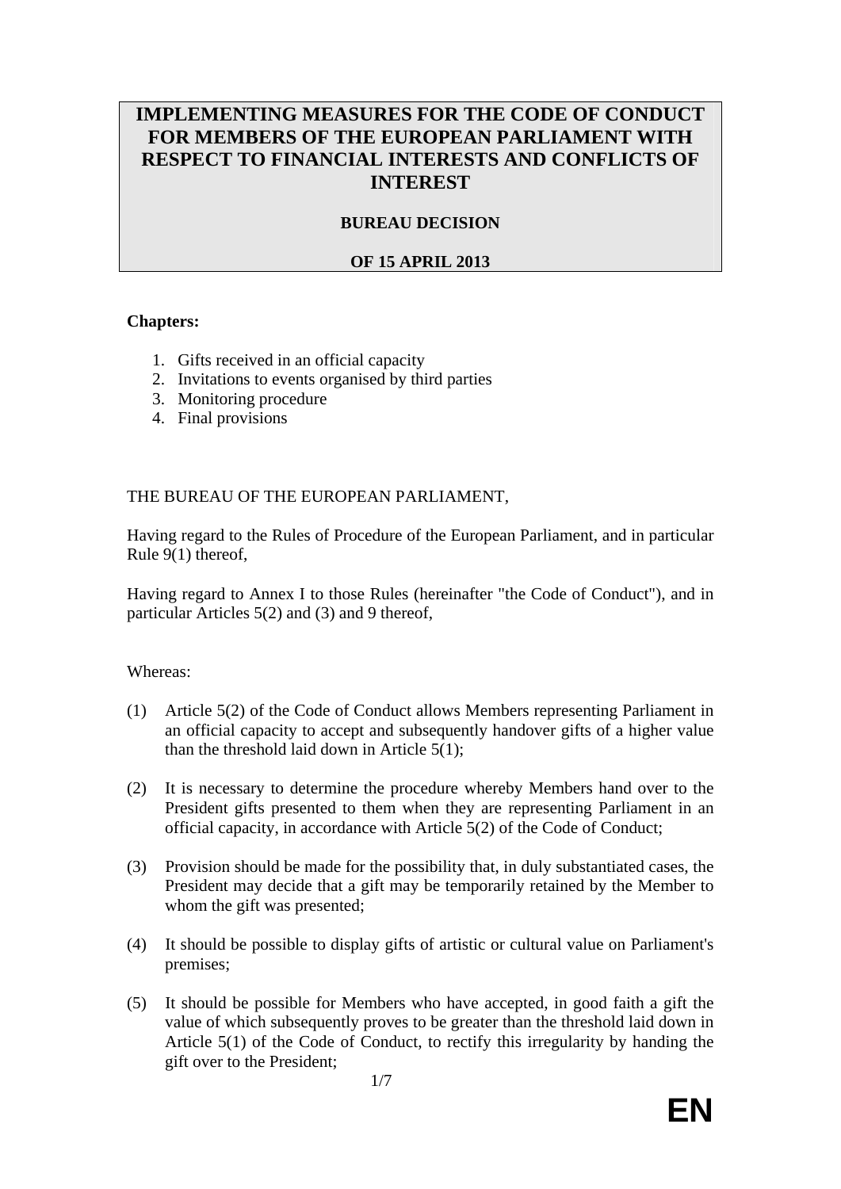# IMPLEMENTING MEASURES FOR THE CODE OF CONDUCT FOR MEMBERS OF THE EUROPEAN PARLIAMENT WITH RESPECT TO FINANCIAL INTERESTS AND CONFLICTS OF INTEREST

**BUREAU DECISION**

**OF 15 APRIL 2013**

**Chapters:**

1. Gifts received in an official capacity
2. Invitations to events organised by third parties
3. Monitoring procedure
4. Final provisions

THE BUREAU OF THE EUROPEAN PARLIAMENT,

Having regard to the Rules of Procedure of the European Parliament, and in particular Rule 9(1) thereof,

Having regard to Annex I to those Rules (hereinafter "the Code of Conduct"), and in particular Articles 5(2) and (3) and 9 thereof,

Whereas:

(1) Article 5(2) of the Code of Conduct allows Members representing Parliament in an official capacity to accept and subsequently handover gifts of a higher value than the threshold laid down in Article 5(1);

(2) It is necessary to determine the procedure whereby Members hand over to the President gifts presented to them when they are representing Parliament in an official capacity, in accordance with Article 5(2) of the Code of Conduct;

(3) Provision should be made for the possibility that, in duly substantiated cases, the President may decide that a gift may be temporarily retained by the Member to whom the gift was presented;

(4) It should be possible to display gifts of artistic or cultural value on Parliament's premises;

(5) It should be possible for Members who have accepted, in good faith a gift the value of which subsequently proves to be greater than the threshold laid down in Article 5(1) of the Code of Conduct, to rectify this irregularity by handing the gift over to the President;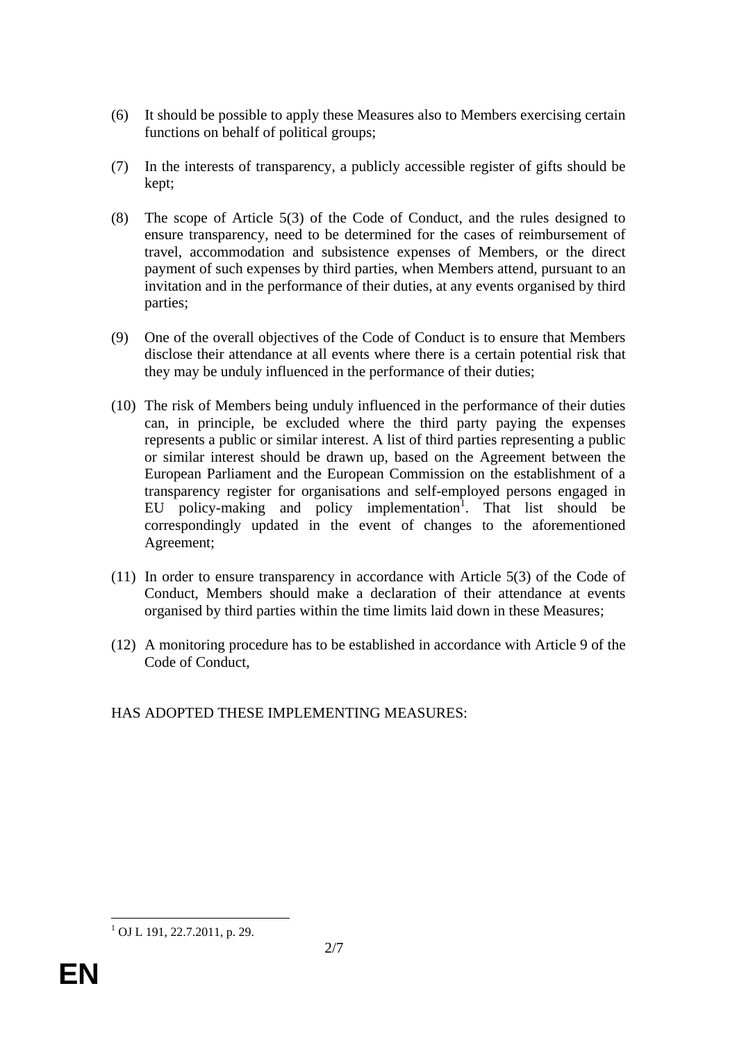(6) It should be possible to apply these Measures also to Members exercising certain functions on behalf of political groups;

(7) In the interests of transparency, a publicly accessible register of gifts should be kept;

(8) The scope of Article 5(3) of the Code of Conduct, and the rules designed to ensure transparency, need to be determined for the cases of reimbursement of travel, accommodation and subsistence expenses of Members, or the direct payment of such expenses by third parties, when Members attend, pursuant to an invitation and in the performance of their duties, at any events organised by third parties;

(9) One of the overall objectives of the Code of Conduct is to ensure that Members disclose their attendance at all events where there is a certain potential risk that they may be unduly influenced in the performance of their duties;

(10) The risk of Members being unduly influenced in the performance of their duties can, in principle, be excluded where the third party paying the expenses represents a public or similar interest. A list of third parties representing a public or similar interest should be drawn up, based on the Agreement between the European Parliament and the European Commission on the establishment of a transparency register for organisations and self-employed persons engaged in EU policy-making and policy implementation[1]. That list should be correspondingly updated in the event of changes to the aforementioned Agreement;

(11) In order to ensure transparency in accordance with Article 5(3) of the Code of Conduct, Members should make a declaration of their attendance at events organised by third parties within the time limits laid down in these Measures;

(12) A monitoring procedure has to be established in accordance with Article 9 of the Code of Conduct,

HAS ADOPTED THESE IMPLEMENTING MEASURES:

[1] OJ L 191, 22.7.2011, p. 29.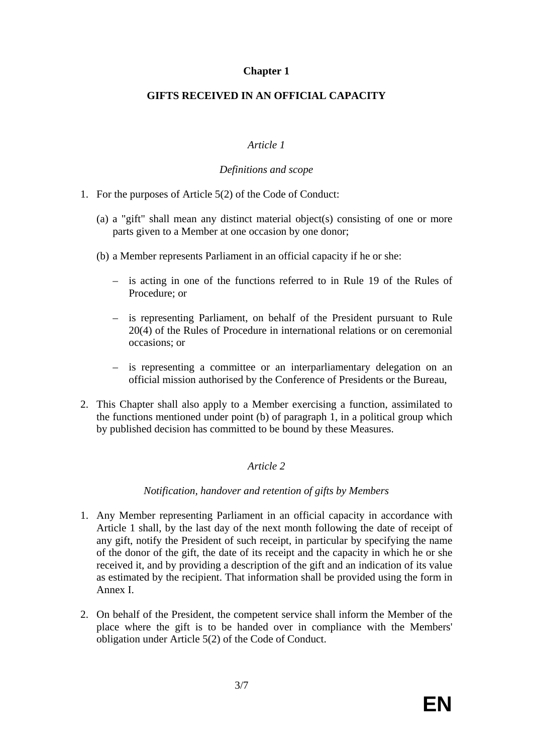**Chapter 1**

**GIFTS RECEIVED IN AN OFFICIAL CAPACITY**

*Article 1*

*Definitions and scope*

1. For the purposes of Article 5(2) of the Code of Conduct:

   (a) a "gift" shall mean any distinct material object(s) consisting of one or more parts given to a Member at one occasion by one donor;

   (b) a Member represents Parliament in an official capacity if he or she:

   – is acting in one of the functions referred to in Rule 19 of the Rules of Procedure; or

   – is representing Parliament, on behalf of the President pursuant to Rule 20(4) of the Rules of Procedure in international relations or on ceremonial occasions; or

   – is representing a committee or an interparliamentary delegation on an official mission authorised by the Conference of Presidents or the Bureau,

2. This Chapter shall also apply to a Member exercising a function, assimilated to the functions mentioned under point (b) of paragraph 1, in a political group which by published decision has committed to be bound by these Measures.

*Article 2*

*Notification, handover and retention of gifts by Members*

1. Any Member representing Parliament in an official capacity in accordance with Article 1 shall, by the last day of the next month following the date of receipt of any gift, notify the President of such receipt, in particular by specifying the name of the donor of the gift, the date of its receipt and the capacity in which he or she received it, and by providing a description of the gift and an indication of its value as estimated by the recipient. That information shall be provided using the form in Annex I.

2. On behalf of the President, the competent service shall inform the Member of the place where the gift is to be handed over in compliance with the Members' obligation under Article 5(2) of the Code of Conduct.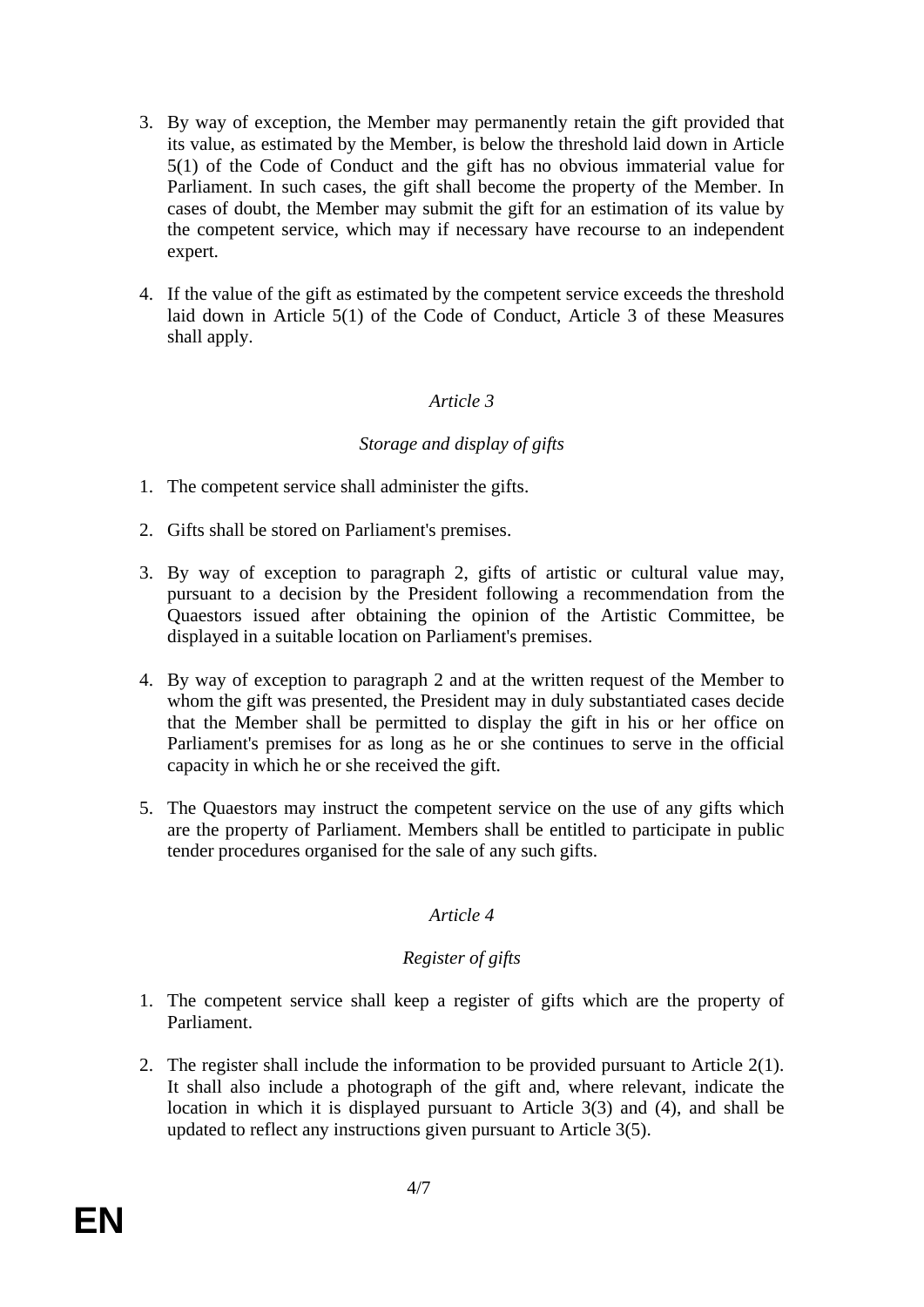3. By way of exception, the Member may permanently retain the gift provided that its value, as estimated by the Member, is below the threshold laid down in Article 5(1) of the Code of Conduct and the gift has no obvious immaterial value for Parliament. In such cases, the gift shall become the property of the Member. In cases of doubt, the Member may submit the gift for an estimation of its value by the competent service, which may if necessary have recourse to an independent expert.

4. If the value of the gift as estimated by the competent service exceeds the threshold laid down in Article 5(1) of the Code of Conduct, Article 3 of these Measures shall apply.

*Article 3*

*Storage and display of gifts*

1. The competent service shall administer the gifts.

2. Gifts shall be stored on Parliament's premises.

3. By way of exception to paragraph 2, gifts of artistic or cultural value may, pursuant to a decision by the President following a recommendation from the Quaestors issued after obtaining the opinion of the Artistic Committee, be displayed in a suitable location on Parliament's premises.

4. By way of exception to paragraph 2 and at the written request of the Member to whom the gift was presented, the President may in duly substantiated cases decide that the Member shall be permitted to display the gift in his or her office on Parliament's premises for as long as he or she continues to serve in the official capacity in which he or she received the gift.

5. The Quaestors may instruct the competent service on the use of any gifts which are the property of Parliament. Members shall be entitled to participate in public tender procedures organised for the sale of any such gifts.

*Article 4*

*Register of gifts*

1. The competent service shall keep a register of gifts which are the property of Parliament.

2. The register shall include the information to be provided pursuant to Article 2(1). It shall also include a photograph of the gift and, where relevant, indicate the location in which it is displayed pursuant to Article 3(3) and (4), and shall be updated to reflect any instructions given pursuant to Article 3(5).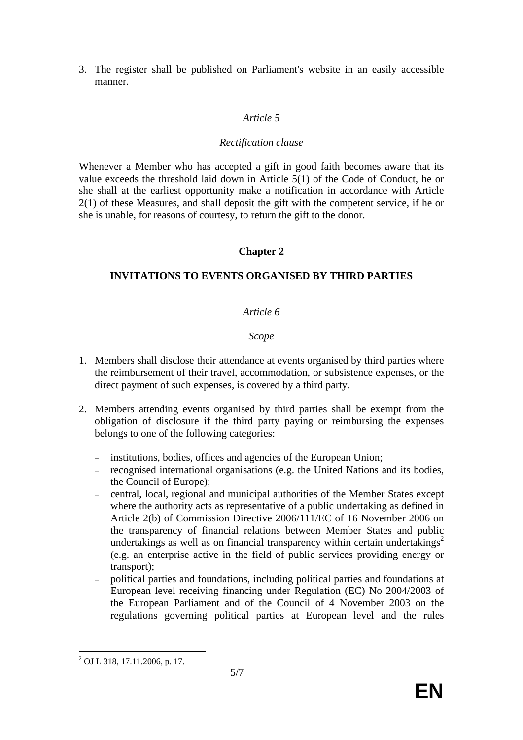3. The register shall be published on Parliament's website in an easily accessible manner.

*Article 5*

*Rectification clause*

Whenever a Member who has accepted a gift in good faith becomes aware that its value exceeds the threshold laid down in Article 5(1) of the Code of Conduct, he or she shall at the earliest opportunity make a notification in accordance with Article 2(1) of these Measures, and shall deposit the gift with the competent service, if he or she is unable, for reasons of courtesy, to return the gift to the donor.

## Chapter 2

## INVITATIONS TO EVENTS ORGANISED BY THIRD PARTIES

*Article 6*

*Scope*

1. Members shall disclose their attendance at events organised by third parties where the reimbursement of their travel, accommodation, or subsistence expenses, or the direct payment of such expenses, is covered by a third party.

2. Members attending events organised by third parties shall be exempt from the obligation of disclosure if the third party paying or reimbursing the expenses belongs to one of the following categories:

   - institutions, bodies, offices and agencies of the European Union;
   - recognised international organisations (e.g. the United Nations and its bodies, the Council of Europe);
   - central, local, regional and municipal authorities of the Member States except where the authority acts as representative of a public undertaking as defined in Article 2(b) of Commission Directive 2006/111/EC of 16 November 2006 on the transparency of financial relations between Member States and public undertakings as well as on financial transparency within certain undertakings[2] (e.g. an enterprise active in the field of public services providing energy or transport);
   - political parties and foundations, including political parties and foundations at European level receiving financing under Regulation (EC) No 2004/2003 of the European Parliament and of the Council of 4 November 2003 on the regulations governing political parties at European level and the rules

[2] OJ L 318, 17.11.2006, p. 17.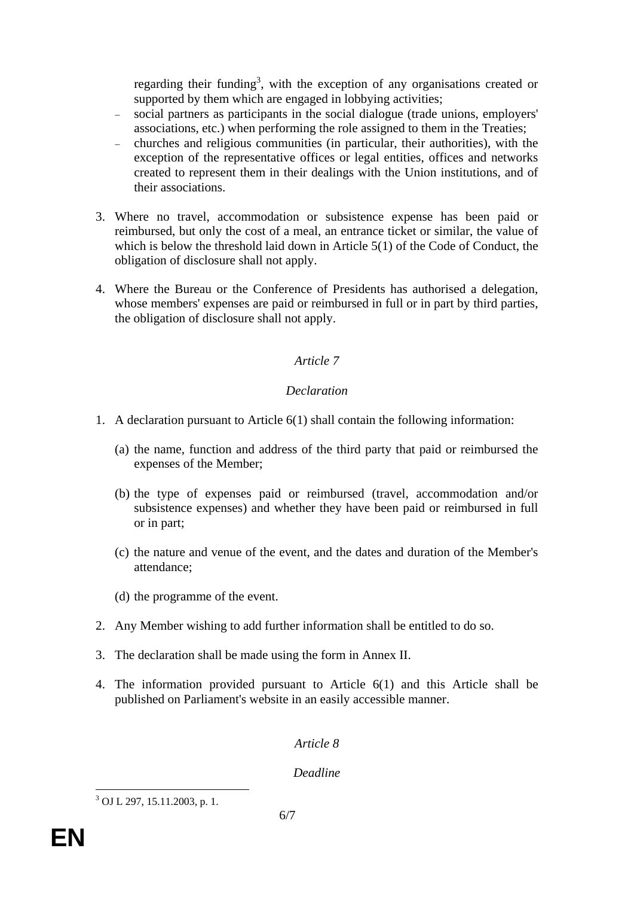regarding their funding[3], with the exception of any organisations created or supported by them which are engaged in lobbying activities;

- social partners as participants in the social dialogue (trade unions, employers' associations, etc.) when performing the role assigned to them in the Treaties;
- churches and religious communities (in particular, their authorities), with the exception of the representative offices or legal entities, offices and networks created to represent them in their dealings with the Union institutions, and of their associations.

3. Where no travel, accommodation or subsistence expense has been paid or reimbursed, but only the cost of a meal, an entrance ticket or similar, the value of which is below the threshold laid down in Article 5(1) of the Code of Conduct, the obligation of disclosure shall not apply.

4. Where the Bureau or the Conference of Presidents has authorised a delegation, whose members' expenses are paid or reimbursed in full or in part by third parties, the obligation of disclosure shall not apply.

*Article 7*

*Declaration*

1. A declaration pursuant to Article 6(1) shall contain the following information:

   (a) the name, function and address of the third party that paid or reimbursed the expenses of the Member;

   (b) the type of expenses paid or reimbursed (travel, accommodation and/or subsistence expenses) and whether they have been paid or reimbursed in full or in part;

   (c) the nature and venue of the event, and the dates and duration of the Member's attendance;

   (d) the programme of the event.

2. Any Member wishing to add further information shall be entitled to do so.

3. The declaration shall be made using the form in Annex II.

4. The information provided pursuant to Article 6(1) and this Article shall be published on Parliament's website in an easily accessible manner.

*Article 8*

*Deadline*

[3] OJ L 297, 15.11.2003, p. 1.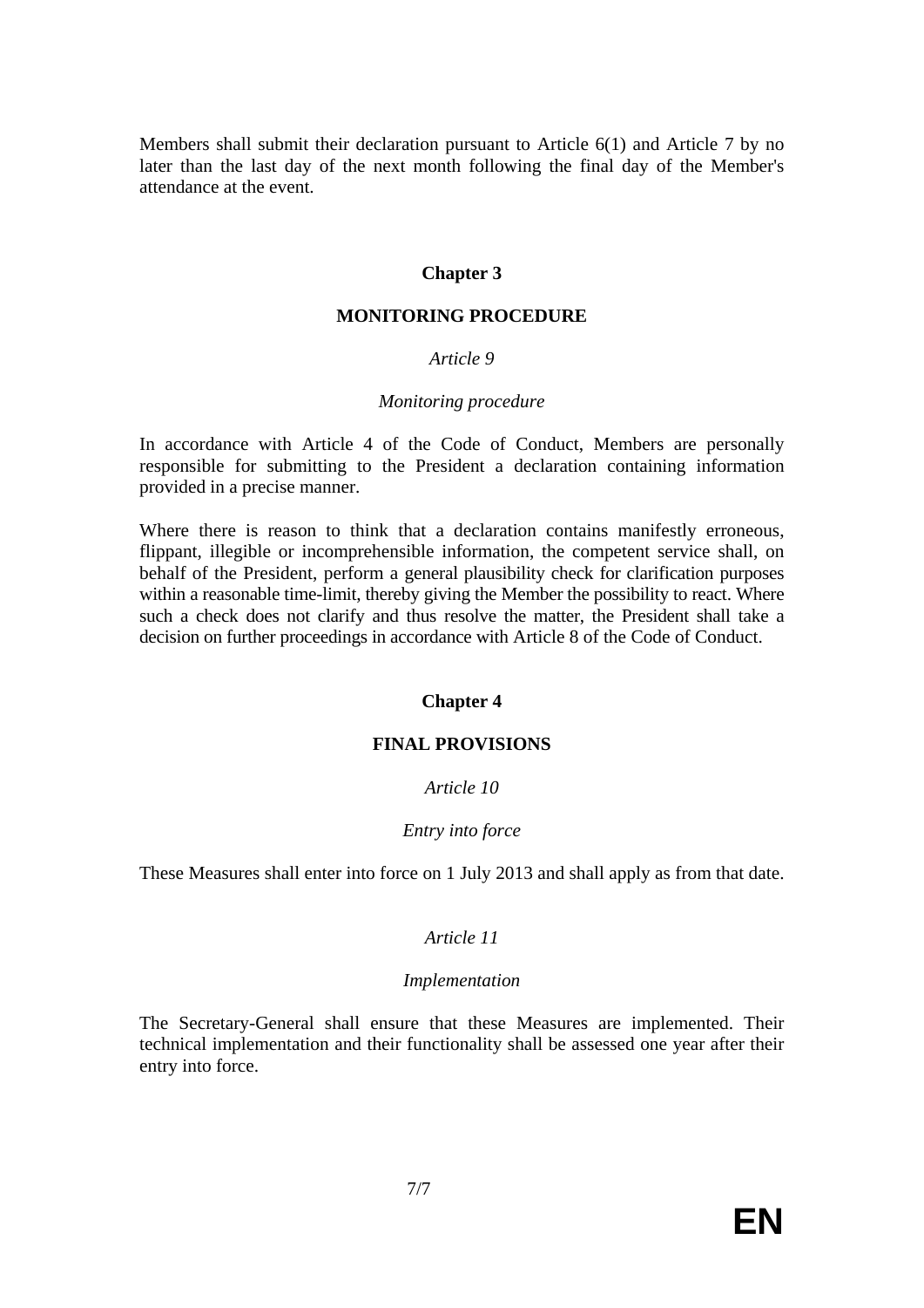Members shall submit their declaration pursuant to Article 6(1) and Article 7 by no later than the last day of the next month following the final day of the Member's attendance at the event.

## Chapter 3

## MONITORING PROCEDURE

### *Article 9*

### *Monitoring procedure*

In accordance with Article 4 of the Code of Conduct, Members are personally responsible for submitting to the President a declaration containing information provided in a precise manner.

Where there is reason to think that a declaration contains manifestly erroneous, flippant, illegible or incomprehensible information, the competent service shall, on behalf of the President, perform a general plausibility check for clarification purposes within a reasonable time-limit, thereby giving the Member the possibility to react. Where such a check does not clarify and thus resolve the matter, the President shall take a decision on further proceedings in accordance with Article 8 of the Code of Conduct.

## Chapter 4

## FINAL PROVISIONS

### *Article 10*

### *Entry into force*

These Measures shall enter into force on 1 July 2013 and shall apply as from that date.

### *Article 11*

### *Implementation*

The Secretary-General shall ensure that these Measures are implemented. Their technical implementation and their functionality shall be assessed one year after their entry into force.